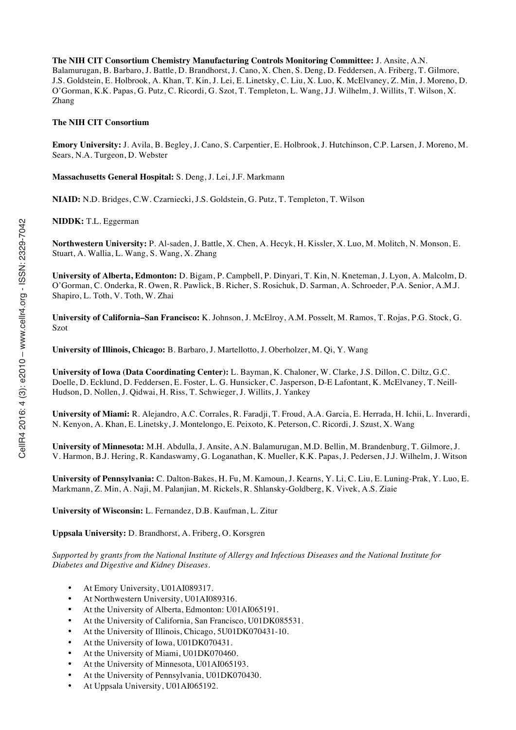**The NIH CIT Consortium Chemistry Manufacturing Controls Monitoring Committee:** J. Ansite, A.N. Balamurugan, B. Barbaro, J. Battle, D. Brandhorst, J. Cano, X. Chen, S. Deng, D. Feddersen, A. Friberg, T. Gilmore, J.S. Goldstein, E. Holbrook, A. Khan, T. Kin, J. Lei, E. Linetsky, C. Liu, X. Luo, K. McElvaney, Z. Min, J. Moreno, D. O'Gorman, K.K. Papas, G. Putz, C. Ricordi, G. Szot, T. Templeton, L. Wang, J.J. Wilhelm, J. Willits, T. Wilson, X. Zhang

**The NIH CIT Consortium**

**Emory University:** J. Avila, B. Begley, J. Cano, S. Carpentier, E. Holbrook, J. Hutchinson, C.P. Larsen, J. Moreno, M. Sears, N.A. Turgeon, D. Webster

**Massachusetts General Hospital:** S. Deng, J. Lei, J.F. Markmann

**NIAID:** N.D. Bridges, C.W. Czarniecki, J.S. Goldstein, G. Putz, T. Templeton, T. Wilson

**NIDDK:** T.L. Eggerman

**Northwestern University:** P. Al-saden, J. Battle, X. Chen, A. Hecyk, H. Kissler, X. Luo, M. Molitch, N. Monson, E. Stuart, A. Wallia, L. Wang, S. Wang, X. Zhang

**University of Alberta, Edmonton:** D. Bigam, P. Campbell, P. Dinyari, T. Kin, N. Kneteman, J. Lyon, A. Malcolm, D. O'Gorman, C. Onderka, R. Owen, R. Pawlick, B. Richer, S. Rosichuk, D. Sarman, A. Schroeder, P.A. Senior, A.M.J. Shapiro, L. Toth, V. Toth, W. Zhai

**University of California–San Francisco:** K. Johnson, J. McElroy, A.M. Posselt, M. Ramos, T. Rojas, P.G. Stock, G. Szot

**University of Illinois, Chicago:** B. Barbaro, J. Martellotto, J. Oberholzer, M. Qi, Y. Wang

**University of Iowa (Data Coordinating Center):** L. Bayman, K. Chaloner, W. Clarke, J.S. Dillon, C. Diltz, G.C. Doelle, D. Ecklund, D. Feddersen, E. Foster, L. G. Hunsicker, C. Jasperson, D-E Lafontant, K. McElvaney, T. Neill-Hudson, D. Nollen, J. Qidwai, H. Riss, T. Schwieger, J. Willits, J. Yankey

**University of Miami:** R. Alejandro, A.C. Corrales, R. Faradji, T. Froud, A.A. Garcia, E. Herrada, H. Ichii, L. Inverardi, N. Kenyon, A. Khan, E. Linetsky, J. Montelongo, E. Peixoto, K. Peterson, C. Ricordi, J. Szust, X. Wang

**University of Minnesota:** M.H. Abdulla, J. Ansite, A.N. Balamurugan, M.D. Bellin, M. Brandenburg, T. Gilmore, J. V. Harmon, B.J. Hering, R. Kandaswamy, G. Loganathan, K. Mueller, K.K. Papas, J. Pedersen, J.J. Wilhelm, J. Witson

**University of Pennsylvania:** C. Dalton-Bakes, H. Fu, M. Kamoun, J. Kearns, Y. Li, C. Liu, E. Luning-Prak, Y. Luo, E. Markmann, Z. Min, A. Naji, M. Palanjian, M. Rickels, R. Shlansky-Goldberg, K. Vivek, A.S. Ziaie

**University of Wisconsin:** L. Fernandez, D.B. Kaufman, L. Zitur

**Uppsala University:** D. Brandhorst, A. Friberg, O. Korsgren

*Supported by grants from the National Institute of Allergy and Infectious Diseases and the National Institute for Diabetes and Digestive and Kidney Diseases.*

- At Emory University, U01AI089317.
- At Northwestern University, U01AI089316.
- At the University of Alberta, Edmonton: U01AI065191.
- At the University of California, San Francisco, U01DK085531.
- At the University of Illinois, Chicago, 5U01DK070431-10.
- At the University of Iowa, U01DK070431.
- At the University of Miami, U01DK070460.
- At the University of Minnesota, U01AI065193.
- At the University of Pennsylvania, U01DK070430.
- At Uppsala University, U01AI065192.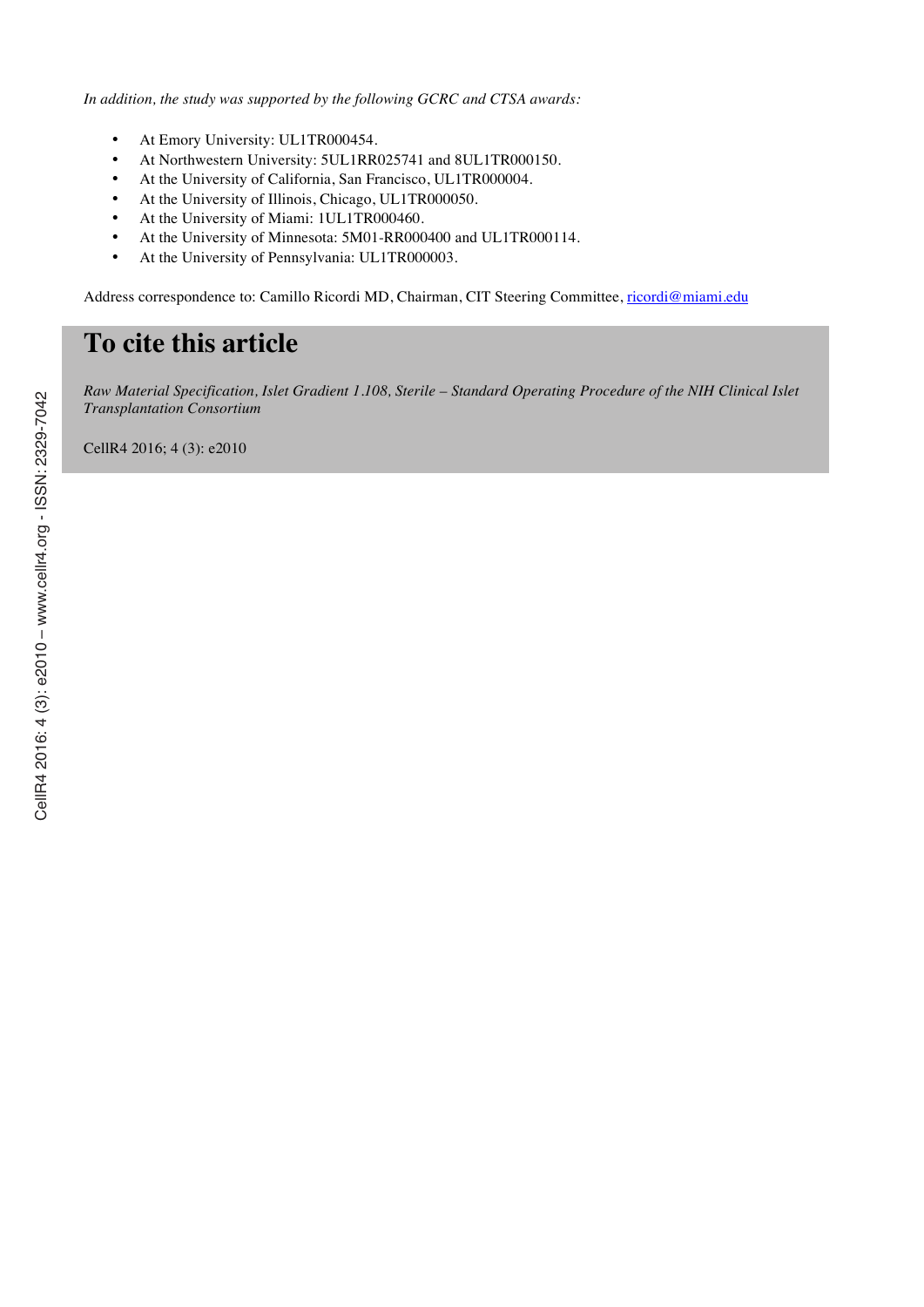*In addition, the study was supported by the following GCRC and CTSA awards:*

- At Emory University: UL1TR000454.
- At Northwestern University: 5UL1RR025741 and 8UL1TR000150.
- At the University of California, San Francisco, UL1TR000004.
- At the University of Illinois, Chicago, UL1TR000050.
- At the University of Miami: 1UL1TR000460.
- At the University of Minnesota: 5M01-RR000400 and UL1TR000114.
- At the University of Pennsylvania: UL1TR000003.

Address correspondence to: Camillo Ricordi MD, Chairman, CIT Steering Committee, ricordi@miami.edu

# To cite this article

*Raw Material Specification, Islet Gradient 1.108, Sterile – Standard Operating Procedure of the NIH Clinical Islet Transplantation Consortium*

CellR4 2016; 4 (3): e2010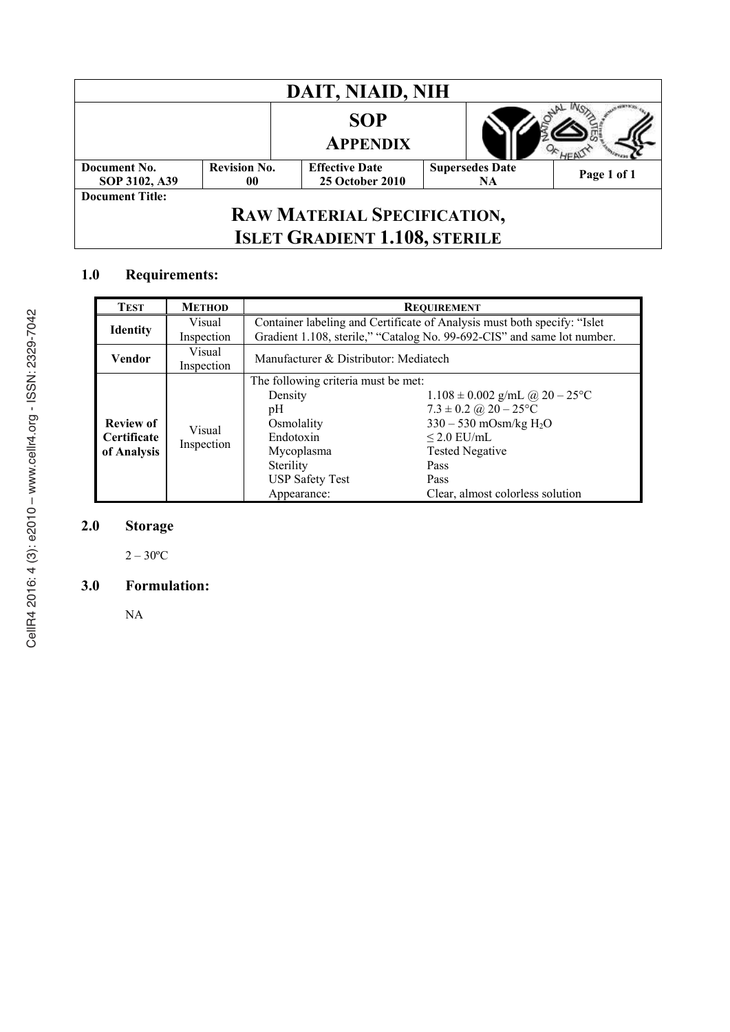| DAIT, NIAID, NIH | | | | |
|---|---|---|---|---|
| | | **SOP** **APPENDIX** | | |
| **Document No.** SOP 3102, A39 | **Revision No.** 00 | **Effective Date** 25 October 2010 | **Supersedes Date** NA | **Page 1 of 1** |

**Document Title:**

# RAW MATERIAL SPECIFICATION, ISLET GRADIENT 1.108, STERILE

## 1.0 Requirements:

| TEST | METHOD | REQUIREMENT |
|---|---|---|
| **Identity** | Visual Inspection | Container labeling and Certificate of Analysis must both specify: "Islet Gradient 1.108, sterile," "Catalog No. 99-692-CIS" and same lot number. |
| **Vendor** | Visual Inspection | Manufacturer & Distributor: Mediatech |
| **Review of Certificate of Analysis** | Visual Inspection | The following criteria must be met:<br>Density: 1.108 ± 0.002 g/mL @ 20 – 25°C<br>pH: 7.3 ± 0.2 @ 20 – 25°C<br>Osmolality: 330 – 530 mOsm/kg $H_2O$<br>Endotoxin: ≤ 2.0 EU/mL<br>Mycoplasma: Tested Negative<br>Sterility: Pass<br>USP Safety Test: Pass<br>Appearance: Clear, almost colorless solution |

## 2.0 Storage

2 – 30ºC

## 3.0 Formulation:

NA